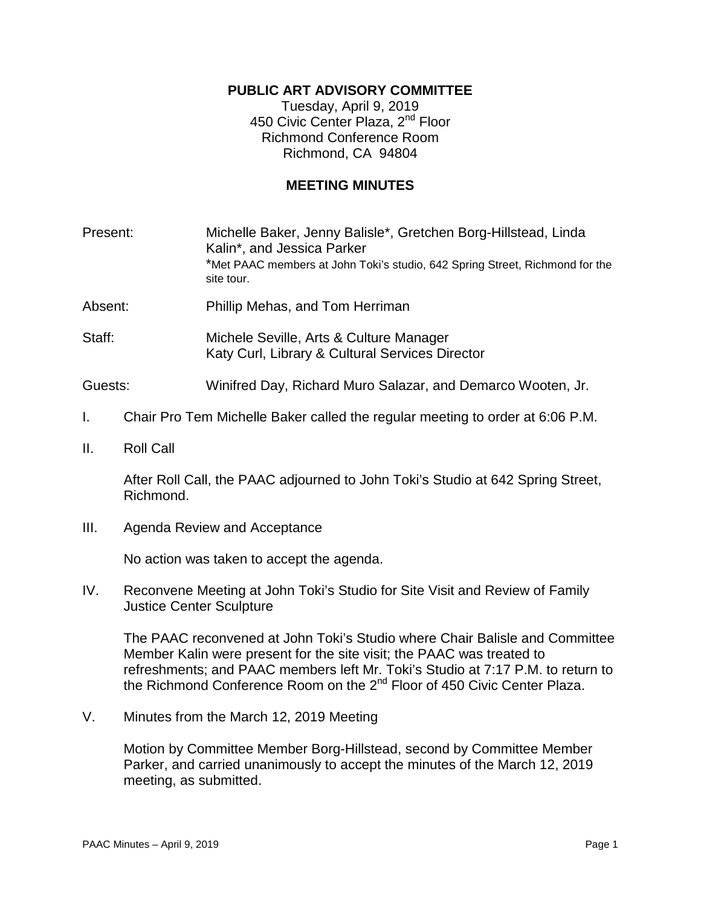**PUBLIC ART ADVISORY COMMITTEE**

Tuesday, April 9, 2019
450 Civic Center Plaza, 2nd Floor
Richmond Conference Room
Richmond, CA 94804

**MEETING MINUTES**

Present: Michelle Baker, Jenny Balisle*, Gretchen Borg-Hillstead, Linda Kalin*, and Jessica Parker
*Met PAAC members at John Toki's studio, 642 Spring Street, Richmond for the site tour.

Absent: Phillip Mehas, and Tom Herriman

Staff: Michele Seville, Arts & Culture Manager
Katy Curl, Library & Cultural Services Director

Guests: Winifred Day, Richard Muro Salazar, and Demarco Wooten, Jr.

I. Chair Pro Tem Michelle Baker called the regular meeting to order at 6:06 P.M.

II. Roll Call

After Roll Call, the PAAC adjourned to John Toki's Studio at 642 Spring Street, Richmond.

III. Agenda Review and Acceptance

No action was taken to accept the agenda.

IV. Reconvene Meeting at John Toki's Studio for Site Visit and Review of Family Justice Center Sculpture

The PAAC reconvened at John Toki's Studio where Chair Balisle and Committee Member Kalin were present for the site visit; the PAAC was treated to refreshments; and PAAC members left Mr. Toki's Studio at 7:17 P.M. to return to the Richmond Conference Room on the 2nd Floor of 450 Civic Center Plaza.

V. Minutes from the March 12, 2019 Meeting

Motion by Committee Member Borg-Hillstead, second by Committee Member Parker, and carried unanimously to accept the minutes of the March 12, 2019 meeting, as submitted.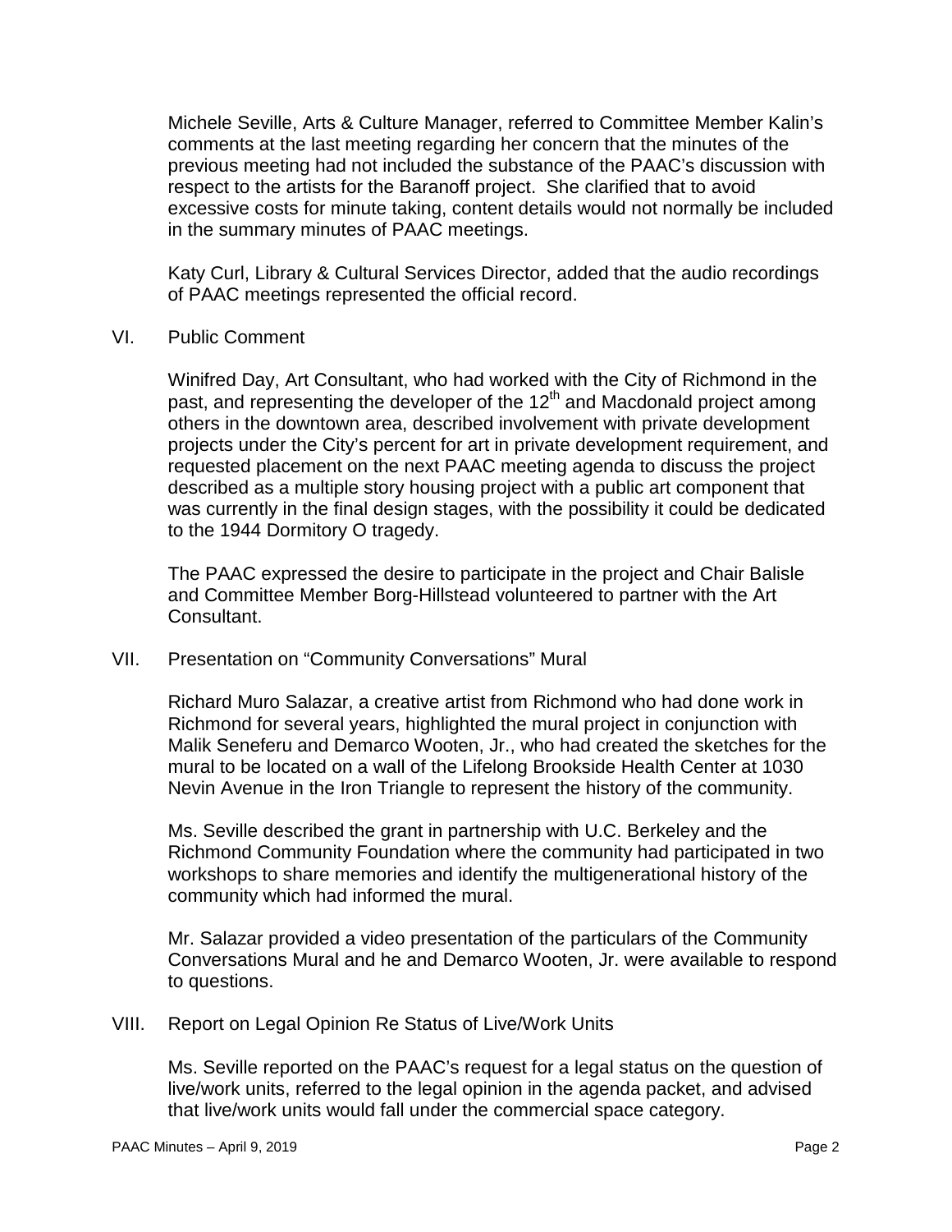Michele Seville, Arts & Culture Manager, referred to Committee Member Kalin's comments at the last meeting regarding her concern that the minutes of the previous meeting had not included the substance of the PAAC's discussion with respect to the artists for the Baranoff project. She clarified that to avoid excessive costs for minute taking, content details would not normally be included in the summary minutes of PAAC meetings.

Katy Curl, Library & Cultural Services Director, added that the audio recordings of PAAC meetings represented the official record.

VI. Public Comment

Winifred Day, Art Consultant, who had worked with the City of Richmond in the past, and representing the developer of the 12th and Macdonald project among others in the downtown area, described involvement with private development projects under the City's percent for art in private development requirement, and requested placement on the next PAAC meeting agenda to discuss the project described as a multiple story housing project with a public art component that was currently in the final design stages, with the possibility it could be dedicated to the 1944 Dormitory O tragedy.

The PAAC expressed the desire to participate in the project and Chair Balisle and Committee Member Borg-Hillstead volunteered to partner with the Art Consultant.

VII. Presentation on "Community Conversations" Mural

Richard Muro Salazar, a creative artist from Richmond who had done work in Richmond for several years, highlighted the mural project in conjunction with Malik Seneferu and Demarco Wooten, Jr., who had created the sketches for the mural to be located on a wall of the Lifelong Brookside Health Center at 1030 Nevin Avenue in the Iron Triangle to represent the history of the community.

Ms. Seville described the grant in partnership with U.C. Berkeley and the Richmond Community Foundation where the community had participated in two workshops to share memories and identify the multigenerational history of the community which had informed the mural.

Mr. Salazar provided a video presentation of the particulars of the Community Conversations Mural and he and Demarco Wooten, Jr. were available to respond to questions.

VIII. Report on Legal Opinion Re Status of Live/Work Units

Ms. Seville reported on the PAAC's request for a legal status on the question of live/work units, referred to the legal opinion in the agenda packet, and advised that live/work units would fall under the commercial space category.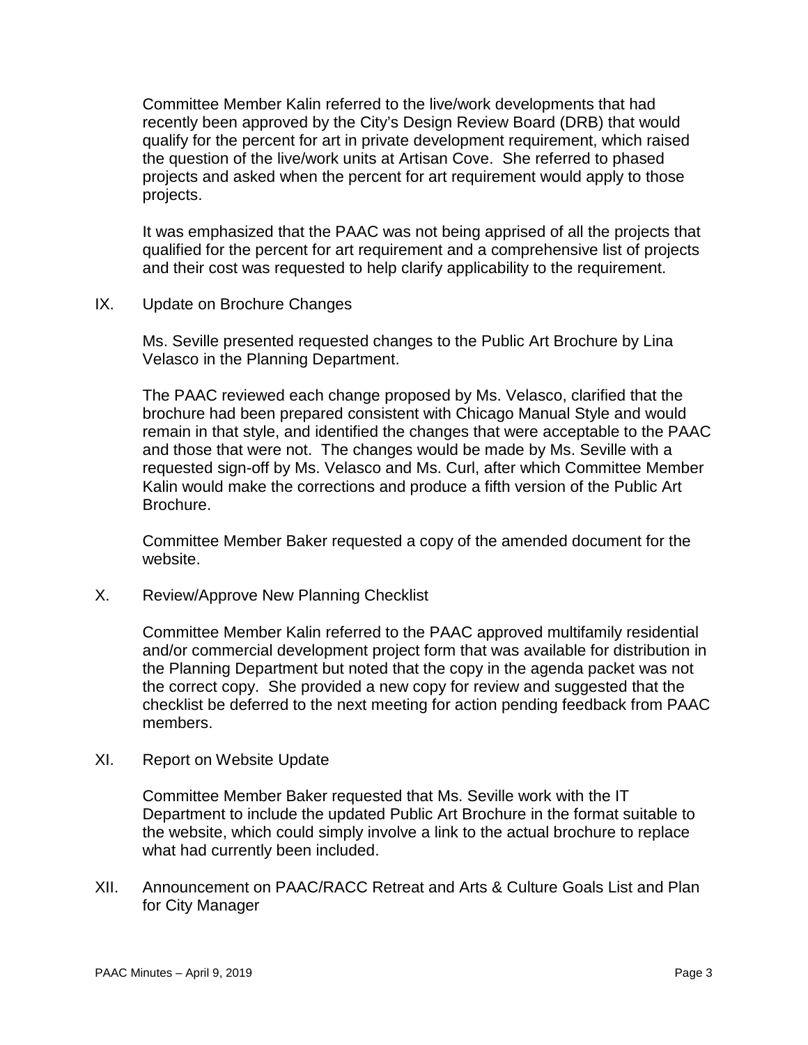Committee Member Kalin referred to the live/work developments that had recently been approved by the City's Design Review Board (DRB) that would qualify for the percent for art in private development requirement, which raised the question of the live/work units at Artisan Cove. She referred to phased projects and asked when the percent for art requirement would apply to those projects.

It was emphasized that the PAAC was not being apprised of all the projects that qualified for the percent for art requirement and a comprehensive list of projects and their cost was requested to help clarify applicability to the requirement.

## IX. Update on Brochure Changes

Ms. Seville presented requested changes to the Public Art Brochure by Lina Velasco in the Planning Department.

The PAAC reviewed each change proposed by Ms. Velasco, clarified that the brochure had been prepared consistent with Chicago Manual Style and would remain in that style, and identified the changes that were acceptable to the PAAC and those that were not. The changes would be made by Ms. Seville with a requested sign-off by Ms. Velasco and Ms. Curl, after which Committee Member Kalin would make the corrections and produce a fifth version of the Public Art Brochure.

Committee Member Baker requested a copy of the amended document for the website.

## X. Review/Approve New Planning Checklist

Committee Member Kalin referred to the PAAC approved multifamily residential and/or commercial development project form that was available for distribution in the Planning Department but noted that the copy in the agenda packet was not the correct copy. She provided a new copy for review and suggested that the checklist be deferred to the next meeting for action pending feedback from PAAC members.

## XI. Report on Website Update

Committee Member Baker requested that Ms. Seville work with the IT Department to include the updated Public Art Brochure in the format suitable to the website, which could simply involve a link to the actual brochure to replace what had currently been included.

## XII. Announcement on PAAC/RACC Retreat and Arts & Culture Goals List and Plan for City Manager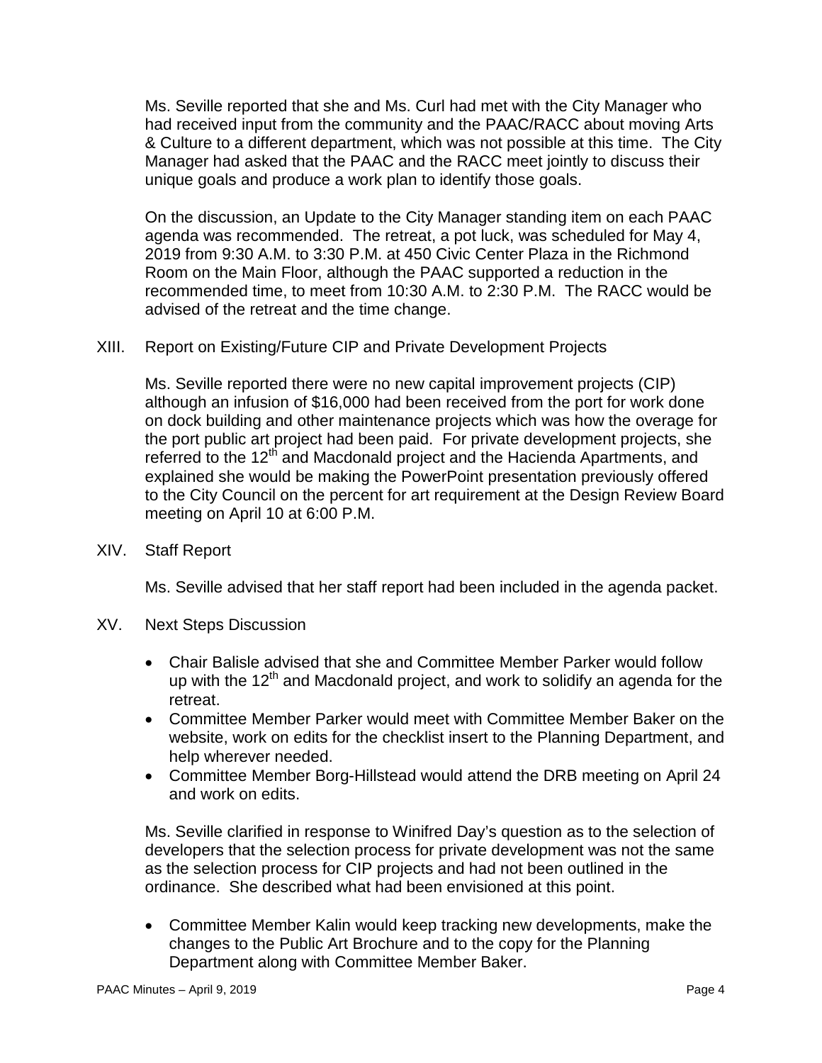Ms. Seville reported that she and Ms. Curl had met with the City Manager who had received input from the community and the PAAC/RACC about moving Arts & Culture to a different department, which was not possible at this time. The City Manager had asked that the PAAC and the RACC meet jointly to discuss their unique goals and produce a work plan to identify those goals.

On the discussion, an Update to the City Manager standing item on each PAAC agenda was recommended. The retreat, a pot luck, was scheduled for May 4, 2019 from 9:30 A.M. to 3:30 P.M. at 450 Civic Center Plaza in the Richmond Room on the Main Floor, although the PAAC supported a reduction in the recommended time, to meet from 10:30 A.M. to 2:30 P.M. The RACC would be advised of the retreat and the time change.

XIII. Report on Existing/Future CIP and Private Development Projects

Ms. Seville reported there were no new capital improvement projects (CIP) although an infusion of $16,000 had been received from the port for work done on dock building and other maintenance projects which was how the overage for the port public art project had been paid. For private development projects, she referred to the 12th and Macdonald project and the Hacienda Apartments, and explained she would be making the PowerPoint presentation previously offered to the City Council on the percent for art requirement at the Design Review Board meeting on April 10 at 6:00 P.M.

XIV. Staff Report

Ms. Seville advised that her staff report had been included in the agenda packet.

XV. Next Steps Discussion

- Chair Balisle advised that she and Committee Member Parker would follow up with the 12th and Macdonald project, and work to solidify an agenda for the retreat.
- Committee Member Parker would meet with Committee Member Baker on the website, work on edits for the checklist insert to the Planning Department, and help wherever needed.
- Committee Member Borg-Hillstead would attend the DRB meeting on April 24 and work on edits.

Ms. Seville clarified in response to Winifred Day's question as to the selection of developers that the selection process for private development was not the same as the selection process for CIP projects and had not been outlined in the ordinance. She described what had been envisioned at this point.

- Committee Member Kalin would keep tracking new developments, make the changes to the Public Art Brochure and to the copy for the Planning Department along with Committee Member Baker.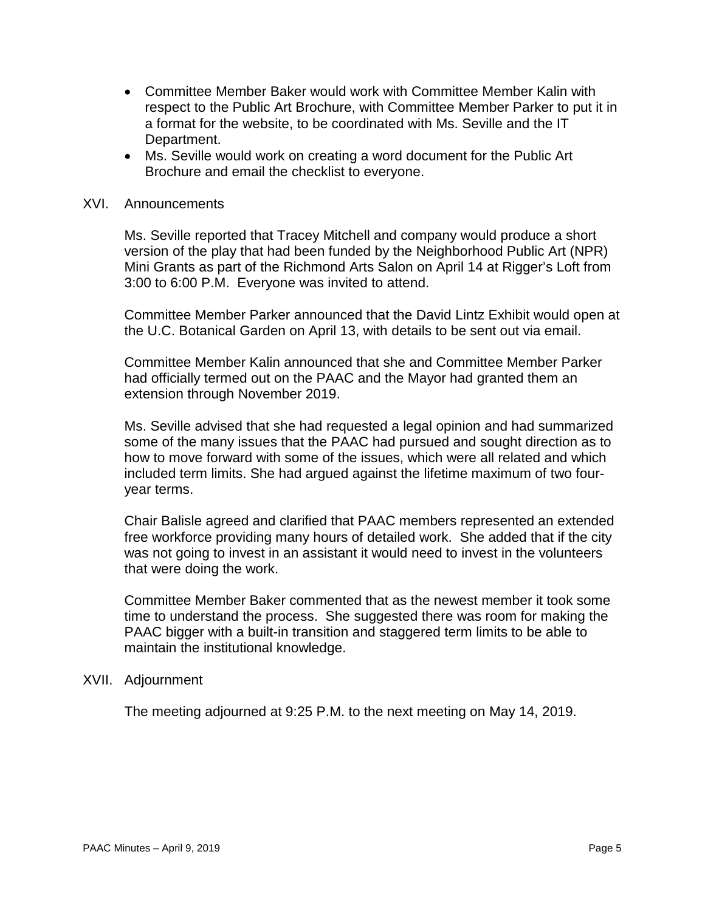- Committee Member Baker would work with Committee Member Kalin with respect to the Public Art Brochure, with Committee Member Parker to put it in a format for the website, to be coordinated with Ms. Seville and the IT Department.
- Ms. Seville would work on creating a word document for the Public Art Brochure and email the checklist to everyone.

## XVI. Announcements

Ms. Seville reported that Tracey Mitchell and company would produce a short version of the play that had been funded by the Neighborhood Public Art (NPR) Mini Grants as part of the Richmond Arts Salon on April 14 at Rigger's Loft from 3:00 to 6:00 P.M. Everyone was invited to attend.

Committee Member Parker announced that the David Lintz Exhibit would open at the U.C. Botanical Garden on April 13, with details to be sent out via email.

Committee Member Kalin announced that she and Committee Member Parker had officially termed out on the PAAC and the Mayor had granted them an extension through November 2019.

Ms. Seville advised that she had requested a legal opinion and had summarized some of the many issues that the PAAC had pursued and sought direction as to how to move forward with some of the issues, which were all related and which included term limits. She had argued against the lifetime maximum of two four-year terms.

Chair Balisle agreed and clarified that PAAC members represented an extended free workforce providing many hours of detailed work. She added that if the city was not going to invest in an assistant it would need to invest in the volunteers that were doing the work.

Committee Member Baker commented that as the newest member it took some time to understand the process. She suggested there was room for making the PAAC bigger with a built-in transition and staggered term limits to be able to maintain the institutional knowledge.

## XVII. Adjournment

The meeting adjourned at 9:25 P.M. to the next meeting on May 14, 2019.